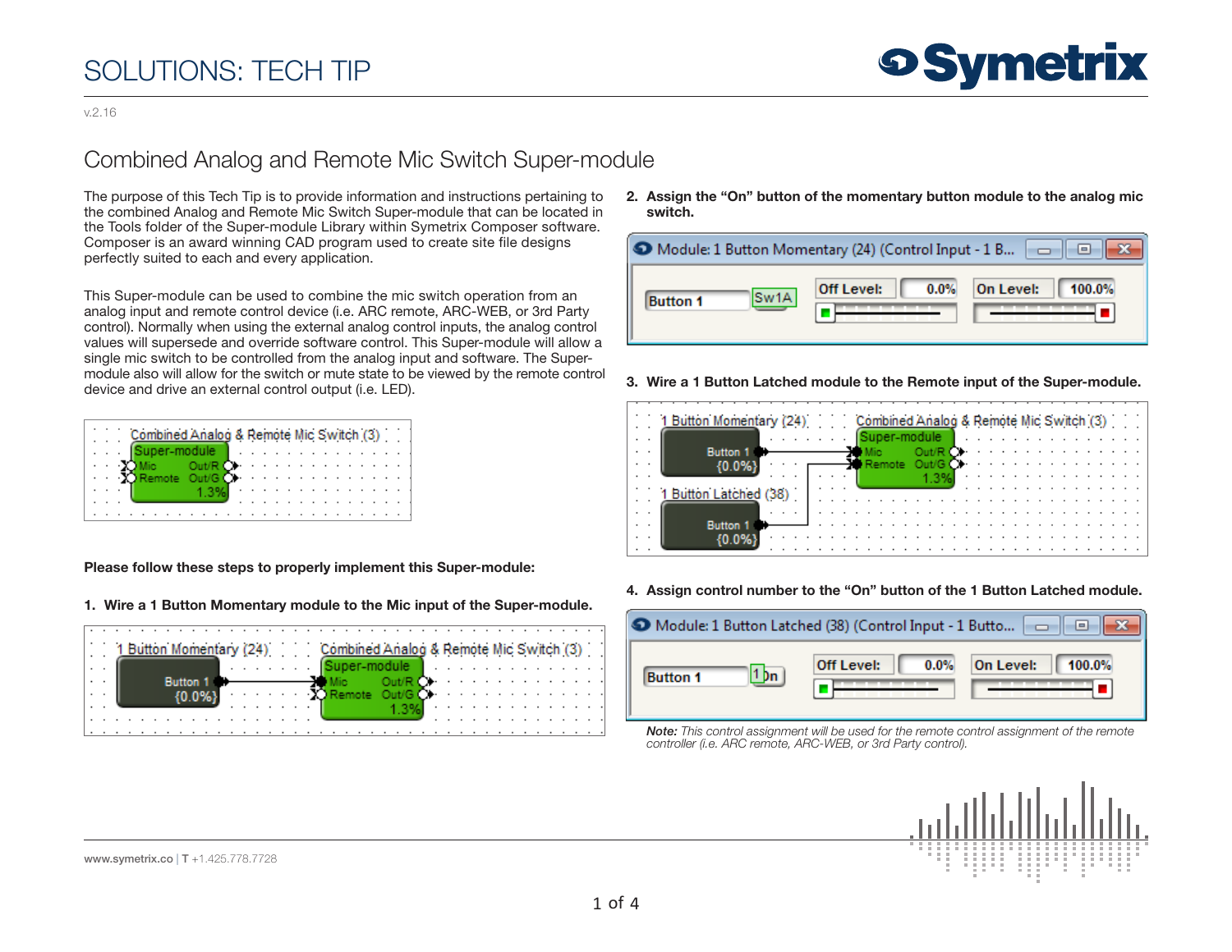# SOLUTIONS: TECH TIP

v.2.16

## Combined Analog and Remote Mic Switch Super-module

The purpose of this Tech Tip is to provide information and instructions pertaining to the combined Analog and Remote Mic Switch Super-module that can be located in the Tools folder of the Super-module Library within Symetrix Composer software. Composer is an award winning CAD program used to create site file designs perfectly suited to each and every application.

This Super-module can be used to combine the mic switch operation from an analog input and remote control device (i.e. ARC remote, ARC-WEB, or 3rd Party control). Normally when using the external analog control inputs, the analog control values will supersede and override software control. This Super-module will allow a single mic switch to be controlled from the analog input and software. The Super-module also will allow for the switch or mute state to be viewed by the remote control device and drive an external control output (i.e. LED).

**Please follow these steps to properly implement this Super-module:**

1. **Wire a 1 Button Momentary module to the Mic input of the Super-module.**

2. **Assign the "On" button of the momentary button module to the analog mic switch.**

3. **Wire a 1 Button Latched module to the Remote input of the Super-module.**

4. **Assign control number to the "On" button of the 1 Button Latched module.**

*Note: This control assignment will be used for the remote control assignment of the remote controller (i.e. ARC remote, ARC-WEB, or 3rd Party control).*

**www.symetrix.co** | **T** +1.425.778.7728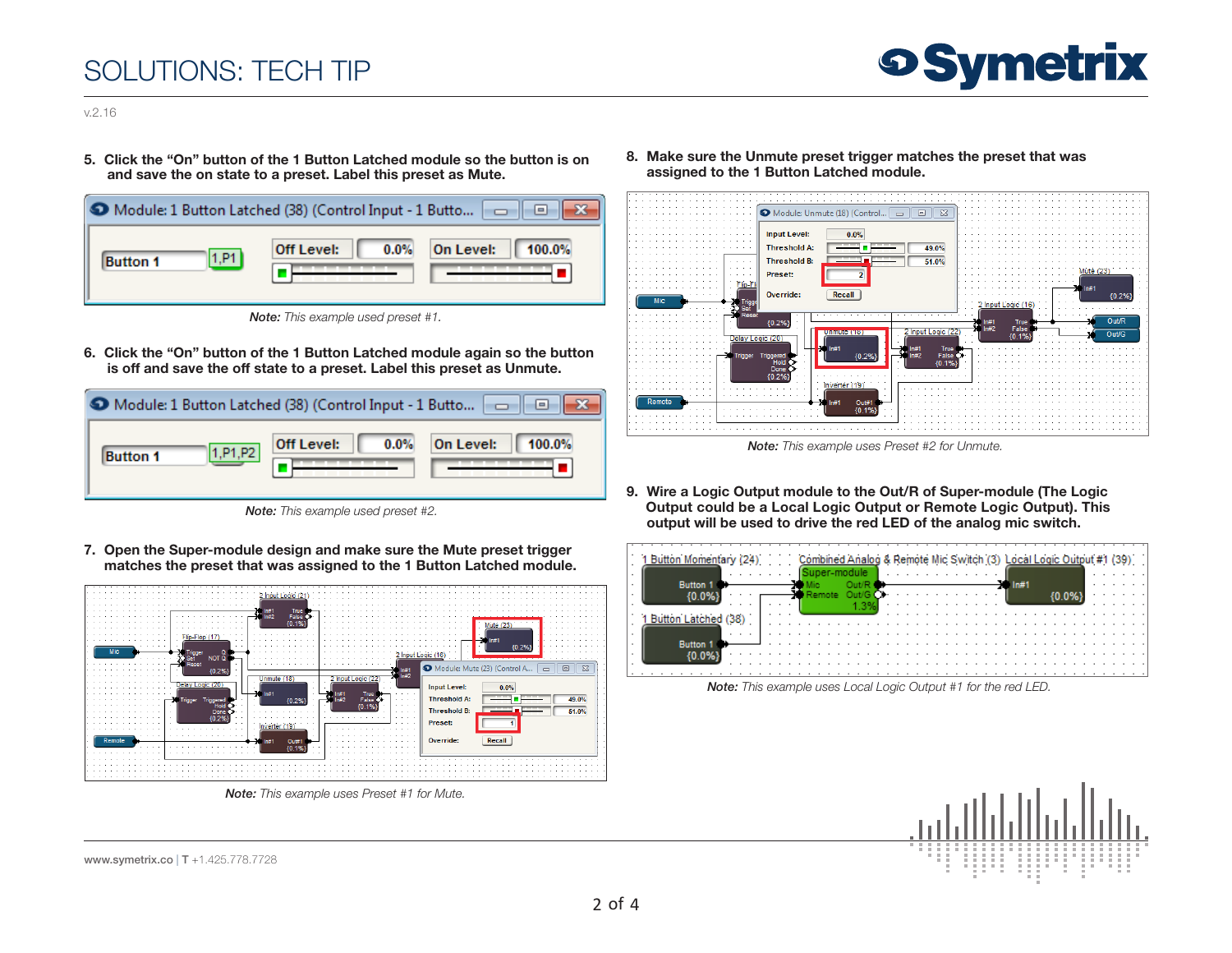5. Click the "On" button of the 1 Button Latched module so the button is on and save the on state to a preset. Label this preset as Mute.

*Note: This example used preset #1.*

6. Click the "On" button of the 1 Button Latched module again so the button is off and save the off state to a preset. Label this preset as Unmute.

*Note: This example used preset #2.*

7. Open the Super-module design and make sure the Mute preset trigger matches the preset that was assigned to the 1 Button Latched module.

*Note: This example uses Preset #1 for Mute.*

8. Make sure the Unmute preset trigger matches the preset that was assigned to the 1 Button Latched module.

*Note: This example uses Preset #2 for Unmute.*

9. Wire a Logic Output module to the Out/R of Super-module (The Logic Output could be a Local Logic Output or Remote Logic Output). This output will be used to drive the red LED of the analog mic switch.

*Note: This example uses Local Logic Output #1 for the red LED.*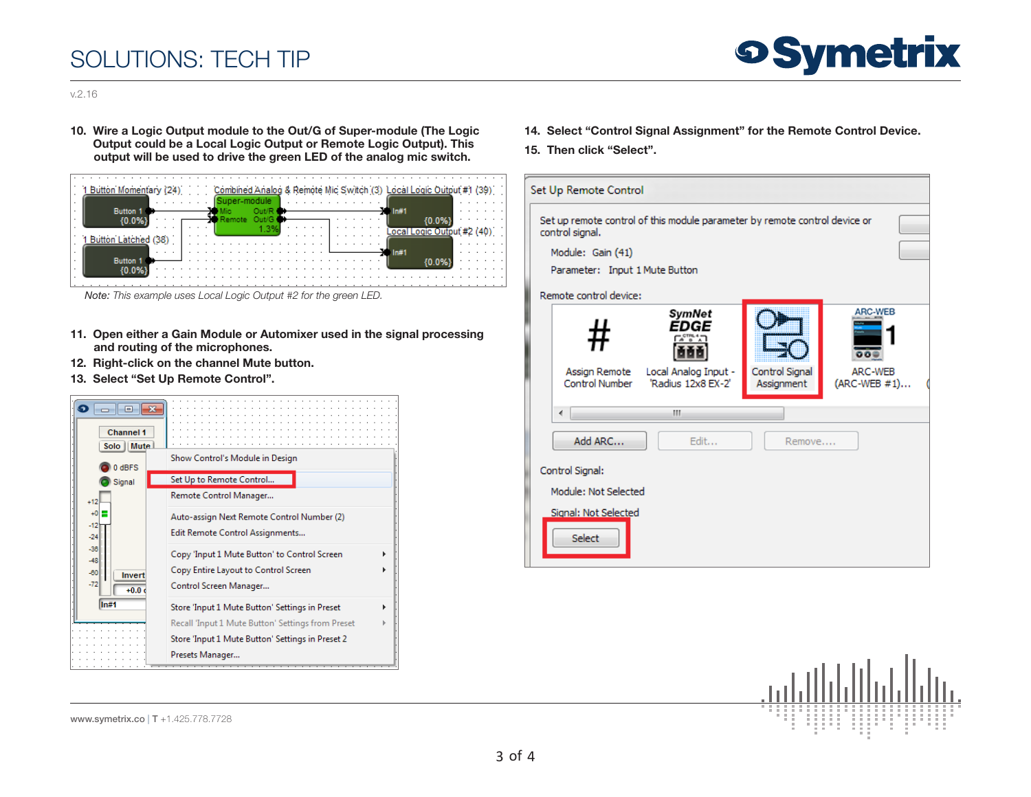10. **Wire a Logic Output module to the Out/G of Super-module (The Logic Output could be a Local Logic Output or Remote Logic Output). This output will be used to drive the green LED of the analog mic switch.**

*Note: This example uses Local Logic Output #2 for the green LED.*

11. **Open either a Gain Module or Automixer used in the signal processing and routing of the microphones.**
12. **Right-click on the channel Mute button.**
13. **Select "Set Up Remote Control".**

14. **Select "Control Signal Assignment" for the Remote Control Device.**
15. **Then click "Select".**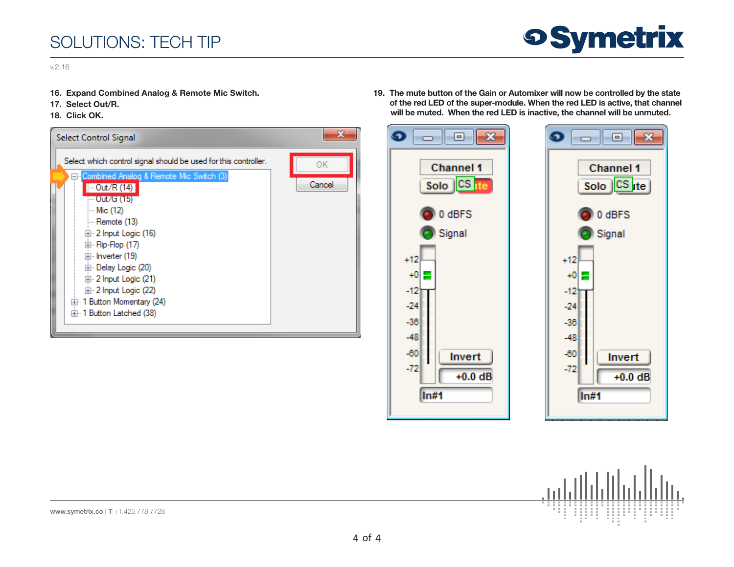16. **Expand Combined Analog & Remote Mic Switch.**
17. **Select Out/R.**
18. **Click OK.**

Select Control Signal

Select which control signal should be used for this controller.

Combined Analog & Remote Mic Switch (3)
Out/R (14)
Out/G (15)
Mic (12)
Remote (13)
2 Input Logic (16)
Flip-Flop (17)
Inverter (19)
Delay Logic (20)
2 Input Logic (21)
2 Input Logic (22)
1 Button Momentary (24)
1 Button Latched (38)

OK
Cancel

19. **The mute button of the Gain or Automixer will now be controlled by the state of the red LED of the super-module. When the red LED is active, that channel will be muted. When the red LED is inactive, the channel will be unmuted.**

Channel 1
Solo
CS
0 dBFS
Signal
+12
+0
-12
-24
-36
-48
-60
-72
Invert
+0.0 dB
In#1

Channel 1
Solo
CS
0 dBFS
Signal
+12
+0
-12
-24
-36
-48
-60
-72
Invert
+0.0 dB
In#1

www.symetrix.co | T +1.425.778.7728